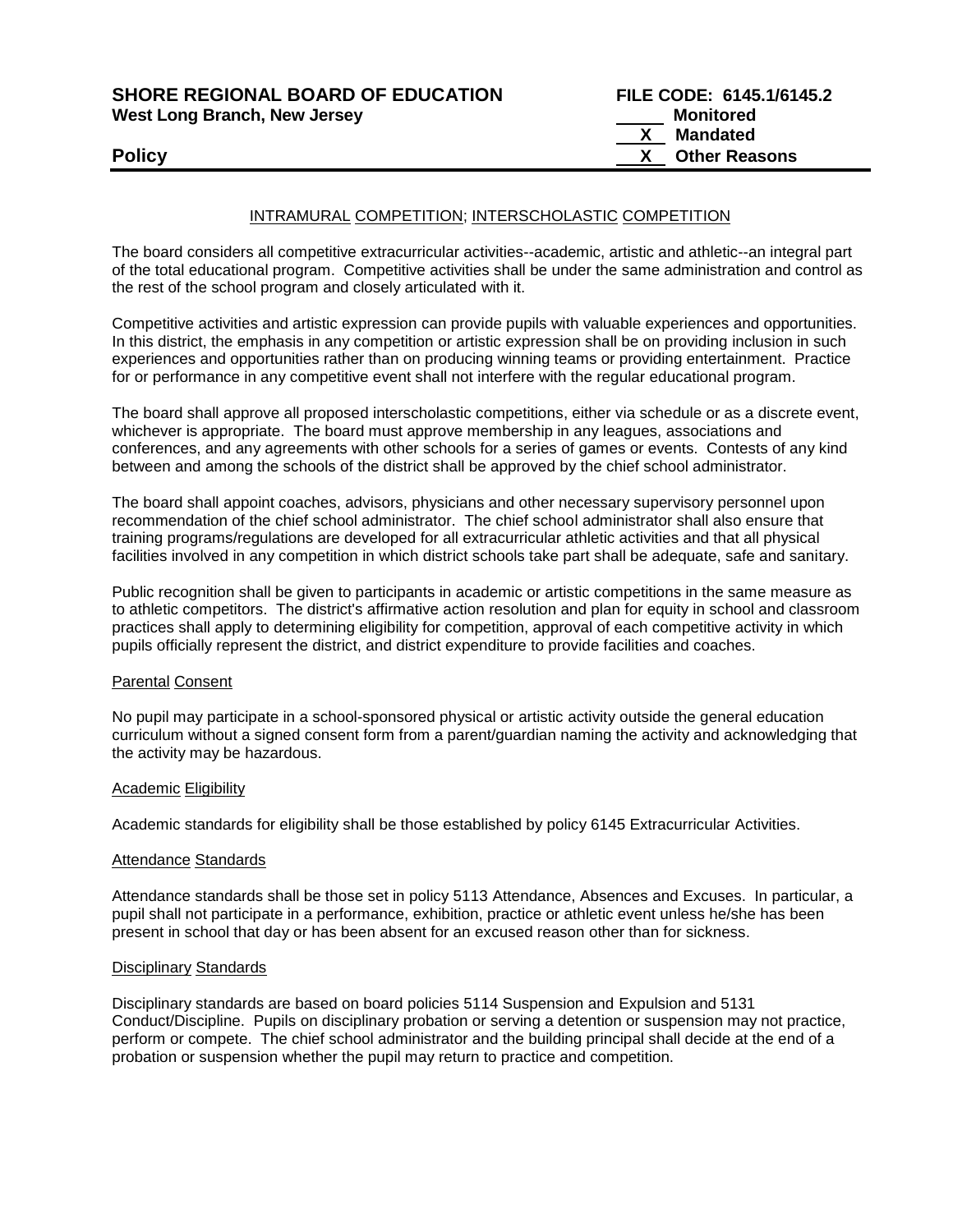**SHORE REGIONAL BOARD OF EDUCATION**
**West Long Branch, New Jersey**

**FILE CODE: 6145.1/6145.2**
_____ **Monitored**
__X__ **Mandated**
__X__ **Other Reasons**

**Policy**

## INTRAMURAL COMPETITION; INTERSCHOLASTIC COMPETITION

The board considers all competitive extracurricular activities--academic, artistic and athletic--an integral part of the total educational program. Competitive activities shall be under the same administration and control as the rest of the school program and closely articulated with it.

Competitive activities and artistic expression can provide pupils with valuable experiences and opportunities. In this district, the emphasis in any competition or artistic expression shall be on providing inclusion in such experiences and opportunities rather than on producing winning teams or providing entertainment. Practice for or performance in any competitive event shall not interfere with the regular educational program.

The board shall approve all proposed interscholastic competitions, either via schedule or as a discrete event, whichever is appropriate. The board must approve membership in any leagues, associations and conferences, and any agreements with other schools for a series of games or events. Contests of any kind between and among the schools of the district shall be approved by the chief school administrator.

The board shall appoint coaches, advisors, physicians and other necessary supervisory personnel upon recommendation of the chief school administrator. The chief school administrator shall also ensure that training programs/regulations are developed for all extracurricular athletic activities and that all physical facilities involved in any competition in which district schools take part shall be adequate, safe and sanitary.

Public recognition shall be given to participants in academic or artistic competitions in the same measure as to athletic competitors. The district's affirmative action resolution and plan for equity in school and classroom practices shall apply to determining eligibility for competition, approval of each competitive activity in which pupils officially represent the district, and district expenditure to provide facilities and coaches.

### Parental Consent

No pupil may participate in a school-sponsored physical or artistic activity outside the general education curriculum without a signed consent form from a parent/guardian naming the activity and acknowledging that the activity may be hazardous.

### Academic Eligibility

Academic standards for eligibility shall be those established by policy 6145 Extracurricular Activities.

### Attendance Standards

Attendance standards shall be those set in policy 5113 Attendance, Absences and Excuses. In particular, a pupil shall not participate in a performance, exhibition, practice or athletic event unless he/she has been present in school that day or has been absent for an excused reason other than for sickness.

### Disciplinary Standards

Disciplinary standards are based on board policies 5114 Suspension and Expulsion and 5131 Conduct/Discipline. Pupils on disciplinary probation or serving a detention or suspension may not practice, perform or compete. The chief school administrator and the building principal shall decide at the end of a probation or suspension whether the pupil may return to practice and competition.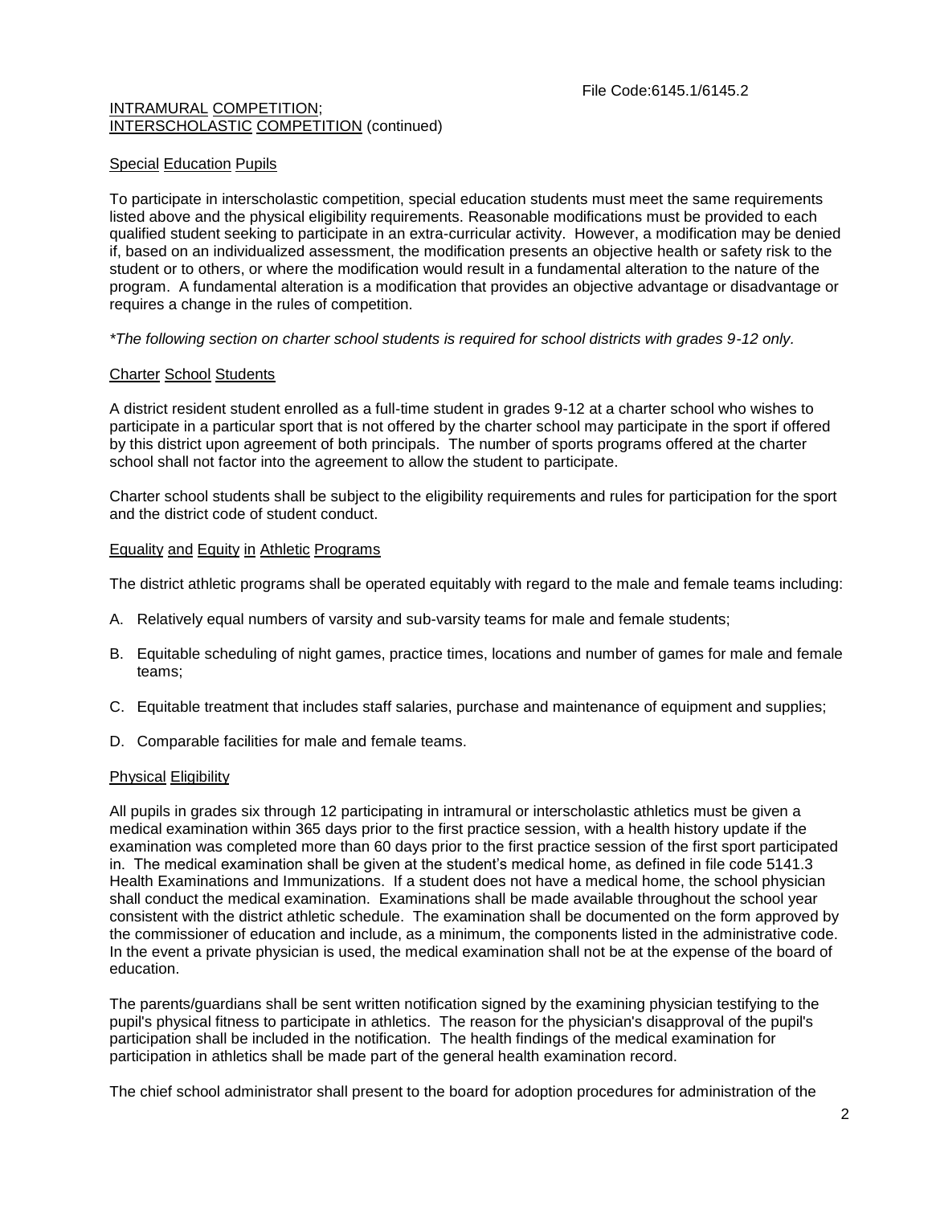File Code:6145.1/6145.2

INTRAMURAL COMPETITION;
INTERSCHOLASTIC COMPETITION (continued)

## Special Education Pupils

To participate in interscholastic competition, special education students must meet the same requirements listed above and the physical eligibility requirements. Reasonable modifications must be provided to each qualified student seeking to participate in an extra-curricular activity. However, a modification may be denied if, based on an individualized assessment, the modification presents an objective health or safety risk to the student or to others, or where the modification would result in a fundamental alteration to the nature of the program. A fundamental alteration is a modification that provides an objective advantage or disadvantage or requires a change in the rules of competition.

*\*The following section on charter school students is required for school districts with grades 9-12 only.*

## Charter School Students

A district resident student enrolled as a full-time student in grades 9-12 at a charter school who wishes to participate in a particular sport that is not offered by the charter school may participate in the sport if offered by this district upon agreement of both principals. The number of sports programs offered at the charter school shall not factor into the agreement to allow the student to participate.

Charter school students shall be subject to the eligibility requirements and rules for participation for the sport and the district code of student conduct.

## Equality and Equity in Athletic Programs

The district athletic programs shall be operated equitably with regard to the male and female teams including:

A. Relatively equal numbers of varsity and sub-varsity teams for male and female students;

B. Equitable scheduling of night games, practice times, locations and number of games for male and female teams;

C. Equitable treatment that includes staff salaries, purchase and maintenance of equipment and supplies;

D. Comparable facilities for male and female teams.

## Physical Eligibility

All pupils in grades six through 12 participating in intramural or interscholastic athletics must be given a medical examination within 365 days prior to the first practice session, with a health history update if the examination was completed more than 60 days prior to the first practice session of the first sport participated in. The medical examination shall be given at the student's medical home, as defined in file code 5141.3 Health Examinations and Immunizations. If a student does not have a medical home, the school physician shall conduct the medical examination. Examinations shall be made available throughout the school year consistent with the district athletic schedule. The examination shall be documented on the form approved by the commissioner of education and include, as a minimum, the components listed in the administrative code. In the event a private physician is used, the medical examination shall not be at the expense of the board of education.

The parents/guardians shall be sent written notification signed by the examining physician testifying to the pupil's physical fitness to participate in athletics. The reason for the physician's disapproval of the pupil's participation shall be included in the notification. The health findings of the medical examination for participation in athletics shall be made part of the general health examination record.

The chief school administrator shall present to the board for adoption procedures for administration of the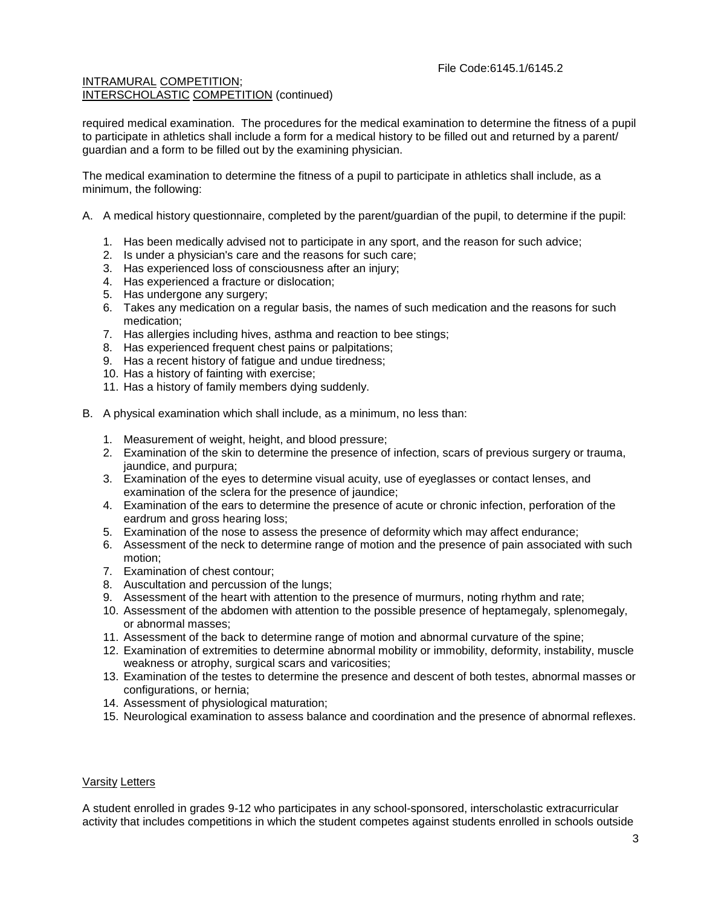required medical examination. The procedures for the medical examination to determine the fitness of a pupil to participate in athletics shall include a form for a medical history to be filled out and returned by a parent/ guardian and a form to be filled out by the examining physician.

The medical examination to determine the fitness of a pupil to participate in athletics shall include, as a minimum, the following:

A. A medical history questionnaire, completed by the parent/guardian of the pupil, to determine if the pupil:

   1. Has been medically advised not to participate in any sport, and the reason for such advice;
   2. Is under a physician's care and the reasons for such care;
   3. Has experienced loss of consciousness after an injury;
   4. Has experienced a fracture or dislocation;
   5. Has undergone any surgery;
   6. Takes any medication on a regular basis, the names of such medication and the reasons for such medication;
   7. Has allergies including hives, asthma and reaction to bee stings;
   8. Has experienced frequent chest pains or palpitations;
   9. Has a recent history of fatigue and undue tiredness;
   10. Has a history of fainting with exercise;
   11. Has a history of family members dying suddenly.

B. A physical examination which shall include, as a minimum, no less than:

   1. Measurement of weight, height, and blood pressure;
   2. Examination of the skin to determine the presence of infection, scars of previous surgery or trauma, jaundice, and purpura;
   3. Examination of the eyes to determine visual acuity, use of eyeglasses or contact lenses, and examination of the sclera for the presence of jaundice;
   4. Examination of the ears to determine the presence of acute or chronic infection, perforation of the eardrum and gross hearing loss;
   5. Examination of the nose to assess the presence of deformity which may affect endurance;
   6. Assessment of the neck to determine range of motion and the presence of pain associated with such motion;
   7. Examination of chest contour;
   8. Auscultation and percussion of the lungs;
   9. Assessment of the heart with attention to the presence of murmurs, noting rhythm and rate;
   10. Assessment of the abdomen with attention to the possible presence of heptamegaly, splenomegaly, or abnormal masses;
   11. Assessment of the back to determine range of motion and abnormal curvature of the spine;
   12. Examination of extremities to determine abnormal mobility or immobility, deformity, instability, muscle weakness or atrophy, surgical scars and varicosities;
   13. Examination of the testes to determine the presence and descent of both testes, abnormal masses or configurations, or hernia;
   14. Assessment of physiological maturation;
   15. Neurological examination to assess balance and coordination and the presence of abnormal reflexes.

<u>Varsity Letters</u>

A student enrolled in grades 9-12 who participates in any school-sponsored, interscholastic extracurricular activity that includes competitions in which the student competes against students enrolled in schools outside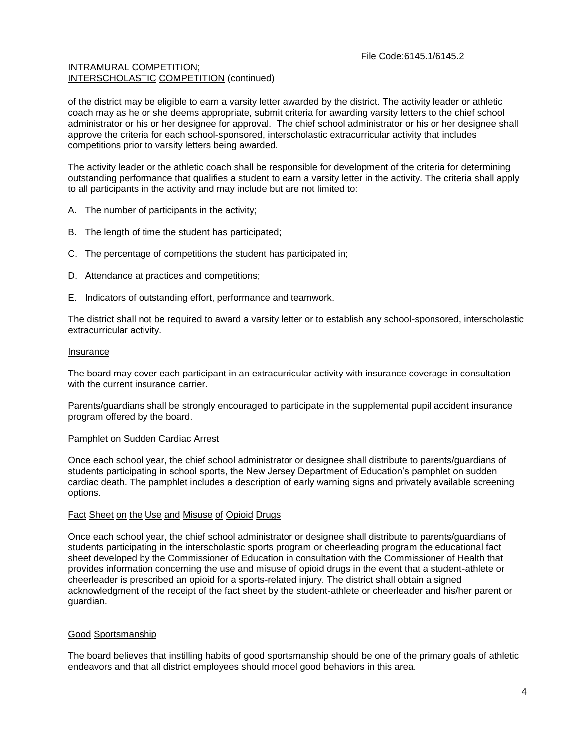of the district may be eligible to earn a varsity letter awarded by the district. The activity leader or athletic coach may as he or she deems appropriate, submit criteria for awarding varsity letters to the chief school administrator or his or her designee for approval. The chief school administrator or his or her designee shall approve the criteria for each school-sponsored, interscholastic extracurricular activity that includes competitions prior to varsity letters being awarded.

The activity leader or the athletic coach shall be responsible for development of the criteria for determining outstanding performance that qualifies a student to earn a varsity letter in the activity. The criteria shall apply to all participants in the activity and may include but are not limited to:

A. The number of participants in the activity;

B. The length of time the student has participated;

C. The percentage of competitions the student has participated in;

D. Attendance at practices and competitions;

E. Indicators of outstanding effort, performance and teamwork.

The district shall not be required to award a varsity letter or to establish any school-sponsored, interscholastic extracurricular activity.

## Insurance

The board may cover each participant in an extracurricular activity with insurance coverage in consultation with the current insurance carrier.

Parents/guardians shall be strongly encouraged to participate in the supplemental pupil accident insurance program offered by the board.

## Pamphlet on Sudden Cardiac Arrest

Once each school year, the chief school administrator or designee shall distribute to parents/guardians of students participating in school sports, the New Jersey Department of Education's pamphlet on sudden cardiac death. The pamphlet includes a description of early warning signs and privately available screening options.

## Fact Sheet on the Use and Misuse of Opioid Drugs

Once each school year, the chief school administrator or designee shall distribute to parents/guardians of students participating in the interscholastic sports program or cheerleading program the educational fact sheet developed by the Commissioner of Education in consultation with the Commissioner of Health that provides information concerning the use and misuse of opioid drugs in the event that a student-athlete or cheerleader is prescribed an opioid for a sports-related injury. The district shall obtain a signed acknowledgment of the receipt of the fact sheet by the student-athlete or cheerleader and his/her parent or guardian.

## Good Sportsmanship

The board believes that instilling habits of good sportsmanship should be one of the primary goals of athletic endeavors and that all district employees should model good behaviors in this area.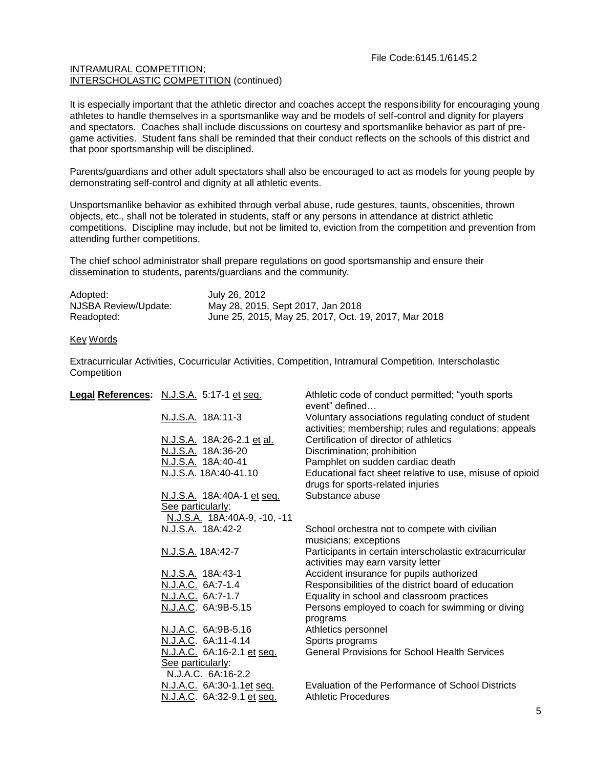File Code:6145.1/6145.2

INTRAMURAL COMPETITION;
INTERSCHOLASTIC COMPETITION (continued)

It is especially important that the athletic director and coaches accept the responsibility for encouraging young athletes to handle themselves in a sportsmanlike way and be models of self-control and dignity for players and spectators. Coaches shall include discussions on courtesy and sportsmanlike behavior as part of pre-game activities. Student fans shall be reminded that their conduct reflects on the schools of this district and that poor sportsmanship will be disciplined.

Parents/guardians and other adult spectators shall also be encouraged to act as models for young people by demonstrating self-control and dignity at all athletic events.

Unsportsmanlike behavior as exhibited through verbal abuse, rude gestures, taunts, obscenities, thrown objects, etc., shall not be tolerated in students, staff or any persons in attendance at district athletic competitions. Discipline may include, but not be limited to, eviction from the competition and prevention from attending further competitions.

The chief school administrator shall prepare regulations on good sportsmanship and ensure their dissemination to students, parents/guardians and the community.

| | |
|---|---|
| Adopted: | July 26, 2012 |
| NJSBA Review/Update: | May 28, 2015, Sept 2017, Jan 2018 |
| Readopted: | June 25, 2015, May 25, 2017, Oct. 19, 2017, Mar 2018 |

Key Words

Extracurricular Activities, Cocurricular Activities, Competition, Intramural Competition, Interscholastic Competition

| **Legal References:** | | |
|---|---|---|
| | N.J.S.A. 5:17-1 et seq. | Athletic code of conduct permitted; "youth sports event" defined… |
| | N.J.S.A. 18A:11-3 | Voluntary associations regulating conduct of student activities; membership; rules and regulations; appeals |
| | N.J.S.A. 18A:26-2.1 et al. | Certification of director of athletics |
| | N.J.S.A. 18A:36-20 | Discrimination; prohibition |
| | N.J.S.A. 18A:40-41 | Pamphlet on sudden cardiac death |
| | N.J.S.A. 18A:40-41.10 | Educational fact sheet relative to use, misuse of opioid drugs for sports-related injuries |
| | N.J.S.A. 18A:40A-1 et seq. See particularly: N.J.S.A. 18A:40A-9, -10, -11 | Substance abuse |
| | N.J.S.A. 18A:42-2 | School orchestra not to compete with civilian musicians; exceptions |
| | N.J.S.A. 18A:42-7 | Participants in certain interscholastic extracurricular activities may earn varsity letter |
| | N.J.S.A. 18A:43-1 | Accident insurance for pupils authorized |
| | N.J.A.C. 6A:7-1.4 | Responsibilities of the district board of education |
| | N.J.A.C. 6A:7-1.7 | Equality in school and classroom practices |
| | N.J.A.C. 6A:9B-5.15 | Persons employed to coach for swimming or diving programs |
| | N.J.A.C. 6A:9B-5.16 | Athletics personnel |
| | N.J.A.C. 6A:11-4.14 | Sports programs |
| | N.J.A.C. 6A:16-2.1 et seq. See particularly: N.J.A.C. 6A:16-2.2 | General Provisions for School Health Services |
| | N.J.A.C. 6A:30-1.1et seq. | Evaluation of the Performance of School Districts |
| | N.J.A.C. 6A:32-9.1 et seq. | Athletic Procedures |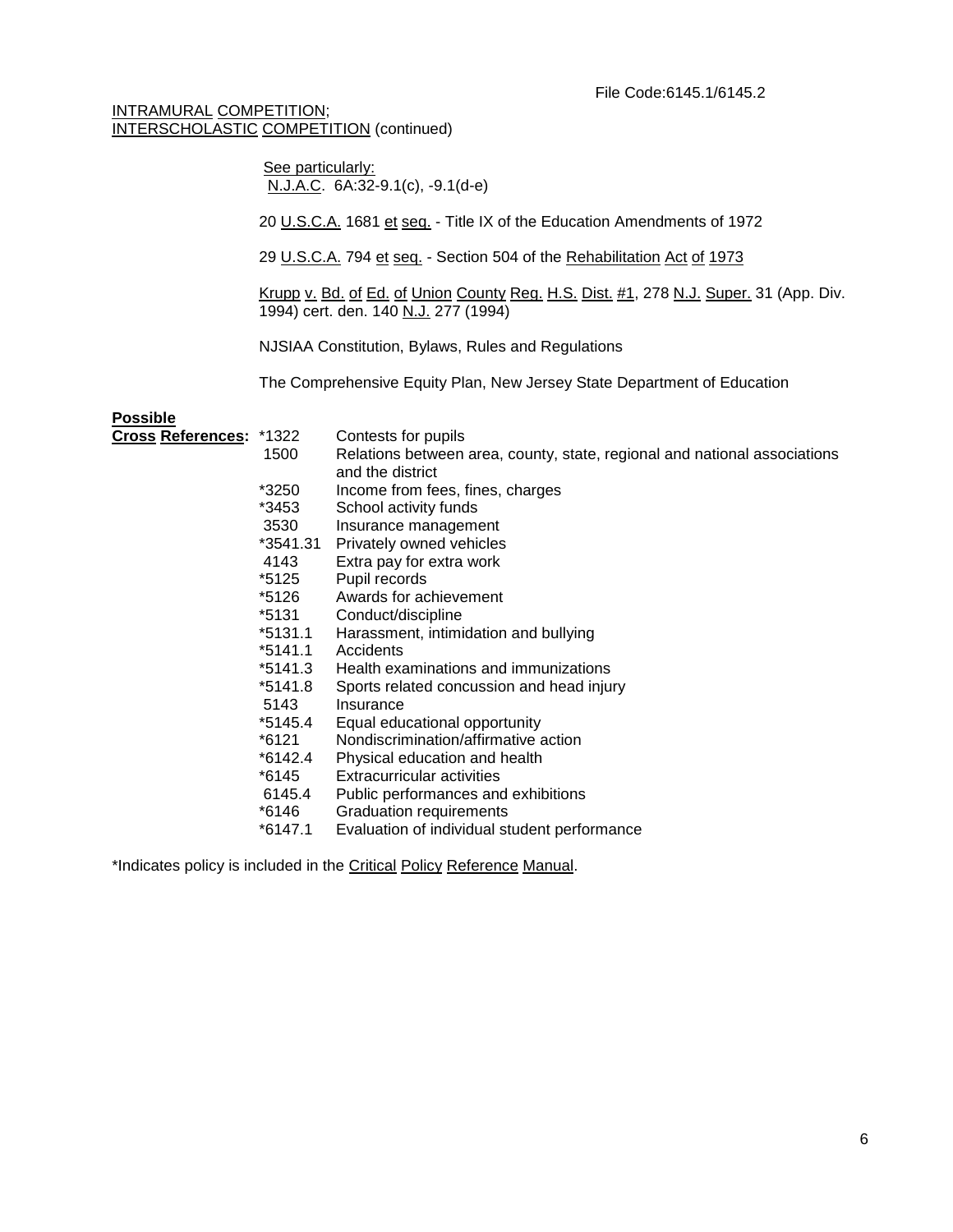File Code:6145.1/6145.2

INTRAMURAL COMPETITION;
INTERSCHOLASTIC COMPETITION (continued)

See particularly:
N.J.A.C. 6A:32-9.1(c), -9.1(d-e)

20 U.S.C.A. 1681 et seq. - Title IX of the Education Amendments of 1972

29 U.S.C.A. 794 et seq. - Section 504 of the Rehabilitation Act of 1973

Krupp v. Bd. of Ed. of Union County Reg. H.S. Dist. #1, 278 N.J. Super. 31 (App. Div. 1994) cert. den. 140 N.J. 277 (1994)

NJSIAA Constitution, Bylaws, Rules and Regulations

The Comprehensive Equity Plan, New Jersey State Department of Education

**Possible Cross References:**

| | |
|---|---|
| *1322 | Contests for pupils |
| 1500 | Relations between area, county, state, regional and national associations and the district |
| *3250 | Income from fees, fines, charges |
| *3453 | School activity funds |
| 3530 | Insurance management |
| *3541.31 | Privately owned vehicles |
| 4143 | Extra pay for extra work |
| *5125 | Pupil records |
| *5126 | Awards for achievement |
| *5131 | Conduct/discipline |
| *5131.1 | Harassment, intimidation and bullying |
| *5141.1 | Accidents |
| *5141.3 | Health examinations and immunizations |
| *5141.8 | Sports related concussion and head injury |
| 5143 | Insurance |
| *5145.4 | Equal educational opportunity |
| *6121 | Nondiscrimination/affirmative action |
| *6142.4 | Physical education and health |
| *6145 | Extracurricular activities |
| 6145.4 | Public performances and exhibitions |
| *6146 | Graduation requirements |
| *6147.1 | Evaluation of individual student performance |

*Indicates policy is included in the Critical Policy Reference Manual.